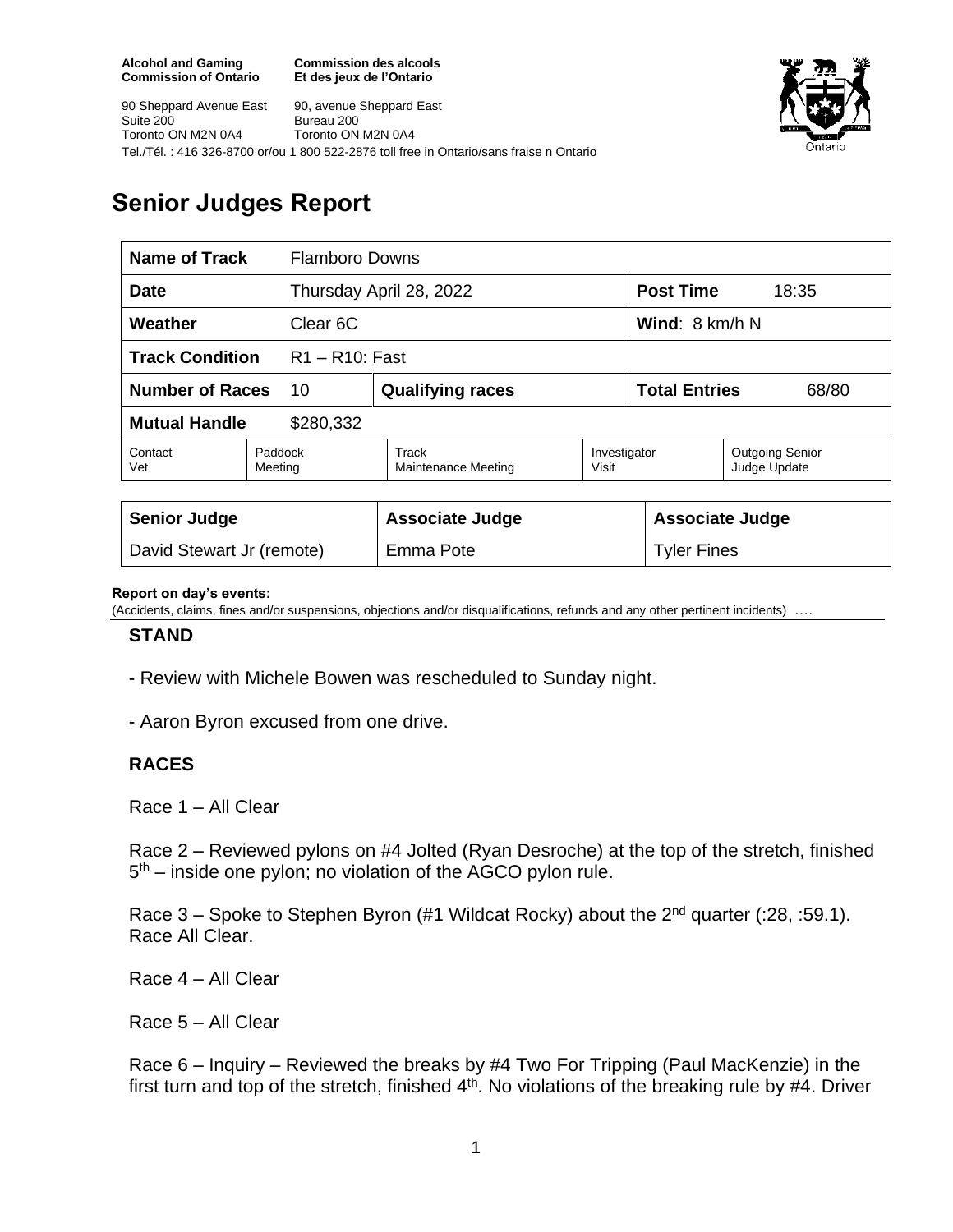**Alcohol and Gaming Commission of Ontario**
**Commission des alcools Et des jeux de l'Ontario**

90 Sheppard Avenue East
Suite 200
Toronto ON M2N 0A4

90, avenue Sheppard East
Bureau 200
Toronto ON M2N 0A4

Tel./Tél. : 416 326-8700 or/ou 1 800 522-2876 toll free in Ontario/sans fraise n Ontario

# Senior Judges Report

| **Name of Track** | Flamboro Downs | | | |
|---|---|---|---|---|
| **Date** | Thursday April 28, 2022 | | **Post Time** | 18:35 |
| **Weather** | Clear 6C | | **Wind**: 8 km/h N | |
| **Track Condition** | R1 – R10: Fast | | | |
| **Number of Races** | 10 | **Qualifying races** | **Total Entries** | 68/80 |
| **Mutual Handle** | $280,332 | | | |
| Contact Vet | Paddock Meeting | Track Maintenance Meeting | Investigator Visit | Outgoing Senior Judge Update |

| **Senior Judge** | **Associate Judge** | **Associate Judge** |
|---|---|---|
| David Stewart Jr (remote) | Emma Pote | Tyler Fines |

**Report on day's events:**
(Accidents, claims, fines and/or suspensions, objections and/or disqualifications, refunds and any other pertinent incidents) ….

## STAND

- Review with Michele Bowen was rescheduled to Sunday night.

- Aaron Byron excused from one drive.

## RACES

Race 1 – All Clear

Race 2 – Reviewed pylons on #4 Jolted (Ryan Desroche) at the top of the stretch, finished 5th – inside one pylon; no violation of the AGCO pylon rule.

Race 3 – Spoke to Stephen Byron (#1 Wildcat Rocky) about the 2nd quarter (:28, :59.1). Race All Clear.

Race 4 – All Clear

Race 5 – All Clear

Race 6 – Inquiry – Reviewed the breaks by #4 Two For Tripping (Paul MacKenzie) in the first turn and top of the stretch, finished 4th. No violations of the breaking rule by #4. Driver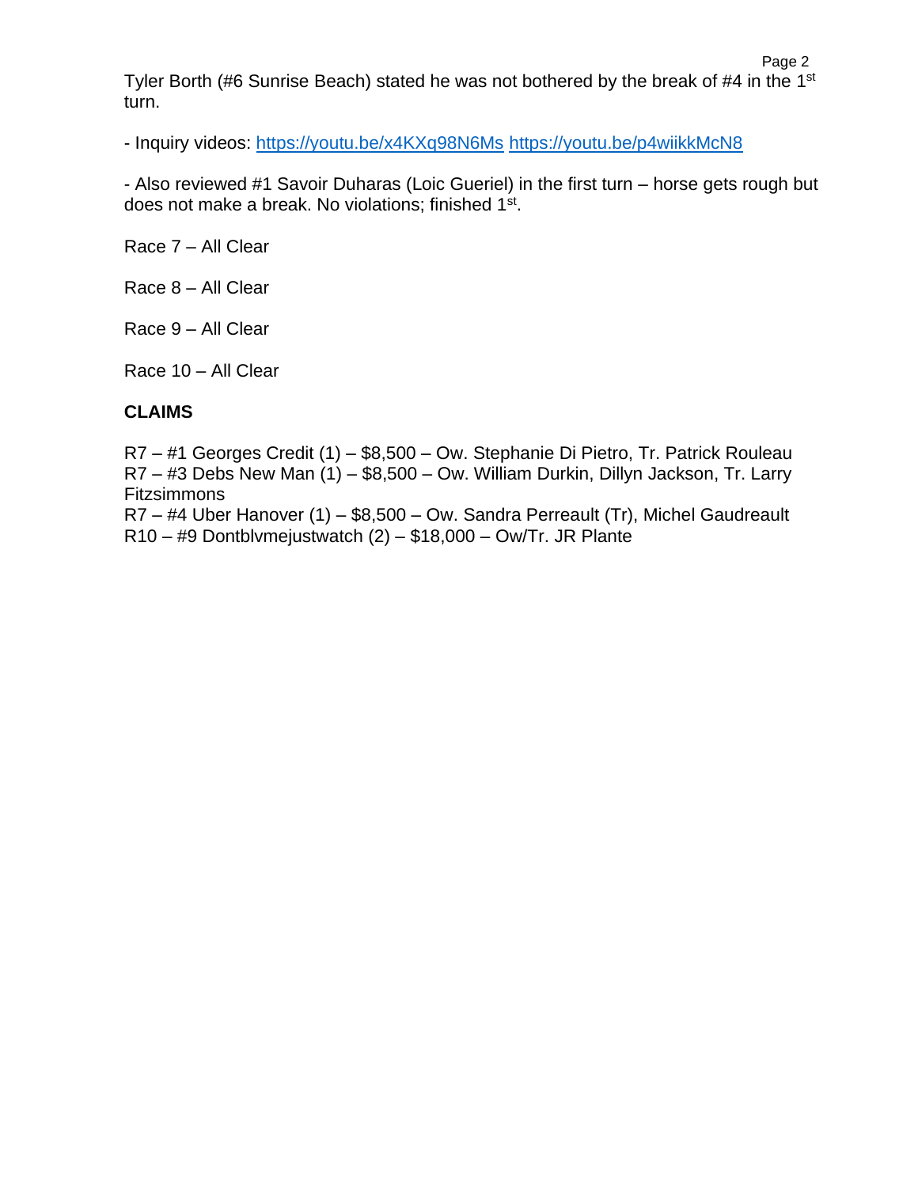Tyler Borth (#6 Sunrise Beach) stated he was not bothered by the break of #4 in the 1st turn.

- Inquiry videos: https://youtu.be/x4KXq98N6Ms https://youtu.be/p4wiikkMcN8

- Also reviewed #1 Savoir Duharas (Loic Gueriel) in the first turn – horse gets rough but does not make a break. No violations; finished 1st.

Race 7 – All Clear

Race 8 – All Clear

Race 9 – All Clear

Race 10 – All Clear

**CLAIMS**

R7 – #1 Georges Credit (1) – $8,500 – Ow. Stephanie Di Pietro, Tr. Patrick Rouleau
R7 – #3 Debs New Man (1) – $8,500 – Ow. William Durkin, Dillyn Jackson, Tr. Larry Fitzsimmons
R7 – #4 Uber Hanover (1) – $8,500 – Ow. Sandra Perreault (Tr), Michel Gaudreault
R10 – #9 Dontblvmejustwatch (2) – $18,000 – Ow/Tr. JR Plante